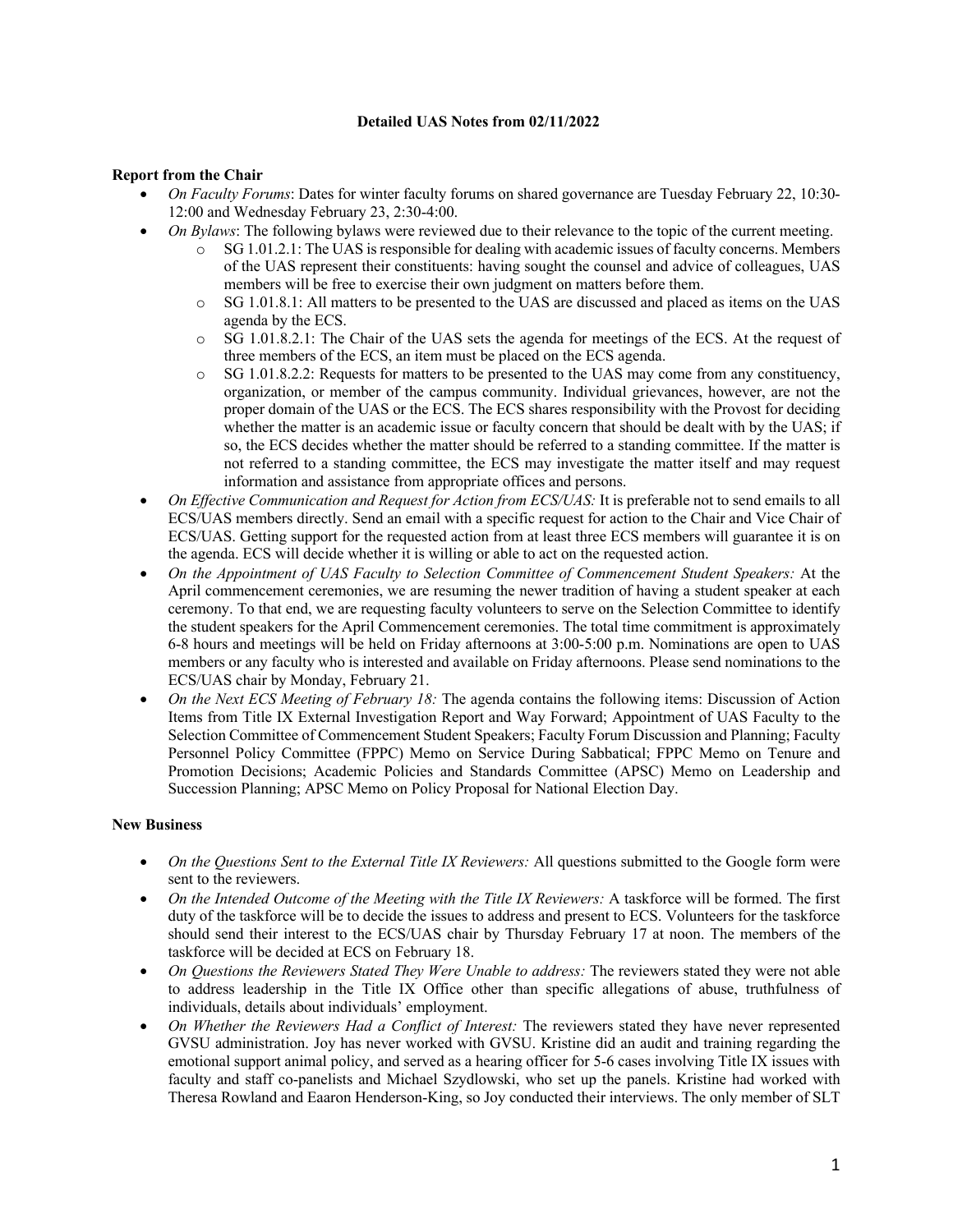**Detailed UAS Notes from 02/11/2022**

**Report from the Chair**

- *On Faculty Forums*: Dates for winter faculty forums on shared governance are Tuesday February 22, 10:30-12:00 and Wednesday February 23, 2:30-4:00.
- *On Bylaws*: The following bylaws were reviewed due to their relevance to the topic of the current meeting.
  - SG 1.01.2.1: The UAS is responsible for dealing with academic issues of faculty concerns. Members of the UAS represent their constituents: having sought the counsel and advice of colleagues, UAS members will be free to exercise their own judgment on matters before them.
  - SG 1.01.8.1: All matters to be presented to the UAS are discussed and placed as items on the UAS agenda by the ECS.
  - SG 1.01.8.2.1: The Chair of the UAS sets the agenda for meetings of the ECS. At the request of three members of the ECS, an item must be placed on the ECS agenda.
  - SG 1.01.8.2.2: Requests for matters to be presented to the UAS may come from any constituency, organization, or member of the campus community. Individual grievances, however, are not the proper domain of the UAS or the ECS. The ECS shares responsibility with the Provost for deciding whether the matter is an academic issue or faculty concern that should be dealt with by the UAS; if so, the ECS decides whether the matter should be referred to a standing committee. If the matter is not referred to a standing committee, the ECS may investigate the matter itself and may request information and assistance from appropriate offices and persons.
- *On Effective Communication and Request for Action from ECS/UAS:* It is preferable not to send emails to all ECS/UAS members directly. Send an email with a specific request for action to the Chair and Vice Chair of ECS/UAS. Getting support for the requested action from at least three ECS members will guarantee it is on the agenda. ECS will decide whether it is willing or able to act on the requested action.
- *On the Appointment of UAS Faculty to Selection Committee of Commencement Student Speakers:* At the April commencement ceremonies, we are resuming the newer tradition of having a student speaker at each ceremony. To that end, we are requesting faculty volunteers to serve on the Selection Committee to identify the student speakers for the April Commencement ceremonies. The total time commitment is approximately 6-8 hours and meetings will be held on Friday afternoons at 3:00-5:00 p.m. Nominations are open to UAS members or any faculty who is interested and available on Friday afternoons. Please send nominations to the ECS/UAS chair by Monday, February 21.
- *On the Next ECS Meeting of February 18:* The agenda contains the following items: Discussion of Action Items from Title IX External Investigation Report and Way Forward; Appointment of UAS Faculty to the Selection Committee of Commencement Student Speakers; Faculty Forum Discussion and Planning; Faculty Personnel Policy Committee (FPPC) Memo on Service During Sabbatical; FPPC Memo on Tenure and Promotion Decisions; Academic Policies and Standards Committee (APSC) Memo on Leadership and Succession Planning; APSC Memo on Policy Proposal for National Election Day.

**New Business**

- *On the Questions Sent to the External Title IX Reviewers:* All questions submitted to the Google form were sent to the reviewers.
- *On the Intended Outcome of the Meeting with the Title IX Reviewers:* A taskforce will be formed. The first duty of the taskforce will be to decide the issues to address and present to ECS. Volunteers for the taskforce should send their interest to the ECS/UAS chair by Thursday February 17 at noon. The members of the taskforce will be decided at ECS on February 18.
- *On Questions the Reviewers Stated They Were Unable to address:* The reviewers stated they were not able to address leadership in the Title IX Office other than specific allegations of abuse, truthfulness of individuals, details about individuals' employment.
- *On Whether the Reviewers Had a Conflict of Interest:* The reviewers stated they have never represented GVSU administration. Joy has never worked with GVSU. Kristine did an audit and training regarding the emotional support animal policy, and served as a hearing officer for 5-6 cases involving Title IX issues with faculty and staff co-panelists and Michael Szydlowski, who set up the panels. Kristine had worked with Theresa Rowland and Eaaron Henderson-King, so Joy conducted their interviews. The only member of SLT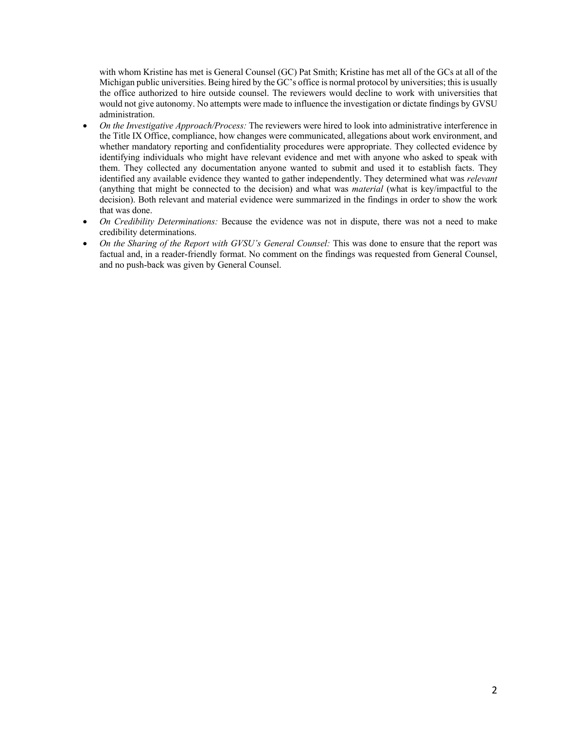with whom Kristine has met is General Counsel (GC) Pat Smith; Kristine has met all of the GCs at all of the Michigan public universities. Being hired by the GC's office is normal protocol by universities; this is usually the office authorized to hire outside counsel. The reviewers would decline to work with universities that would not give autonomy. No attempts were made to influence the investigation or dictate findings by GVSU administration.

- *On the Investigative Approach/Process:* The reviewers were hired to look into administrative interference in the Title IX Office, compliance, how changes were communicated, allegations about work environment, and whether mandatory reporting and confidentiality procedures were appropriate. They collected evidence by identifying individuals who might have relevant evidence and met with anyone who asked to speak with them. They collected any documentation anyone wanted to submit and used it to establish facts. They identified any available evidence they wanted to gather independently. They determined what was *relevant* (anything that might be connected to the decision) and what was *material* (what is key/impactful to the decision). Both relevant and material evidence were summarized in the findings in order to show the work that was done.
- *On Credibility Determinations:* Because the evidence was not in dispute, there was not a need to make credibility determinations.
- *On the Sharing of the Report with GVSU's General Counsel:* This was done to ensure that the report was factual and, in a reader-friendly format. No comment on the findings was requested from General Counsel, and no push-back was given by General Counsel.